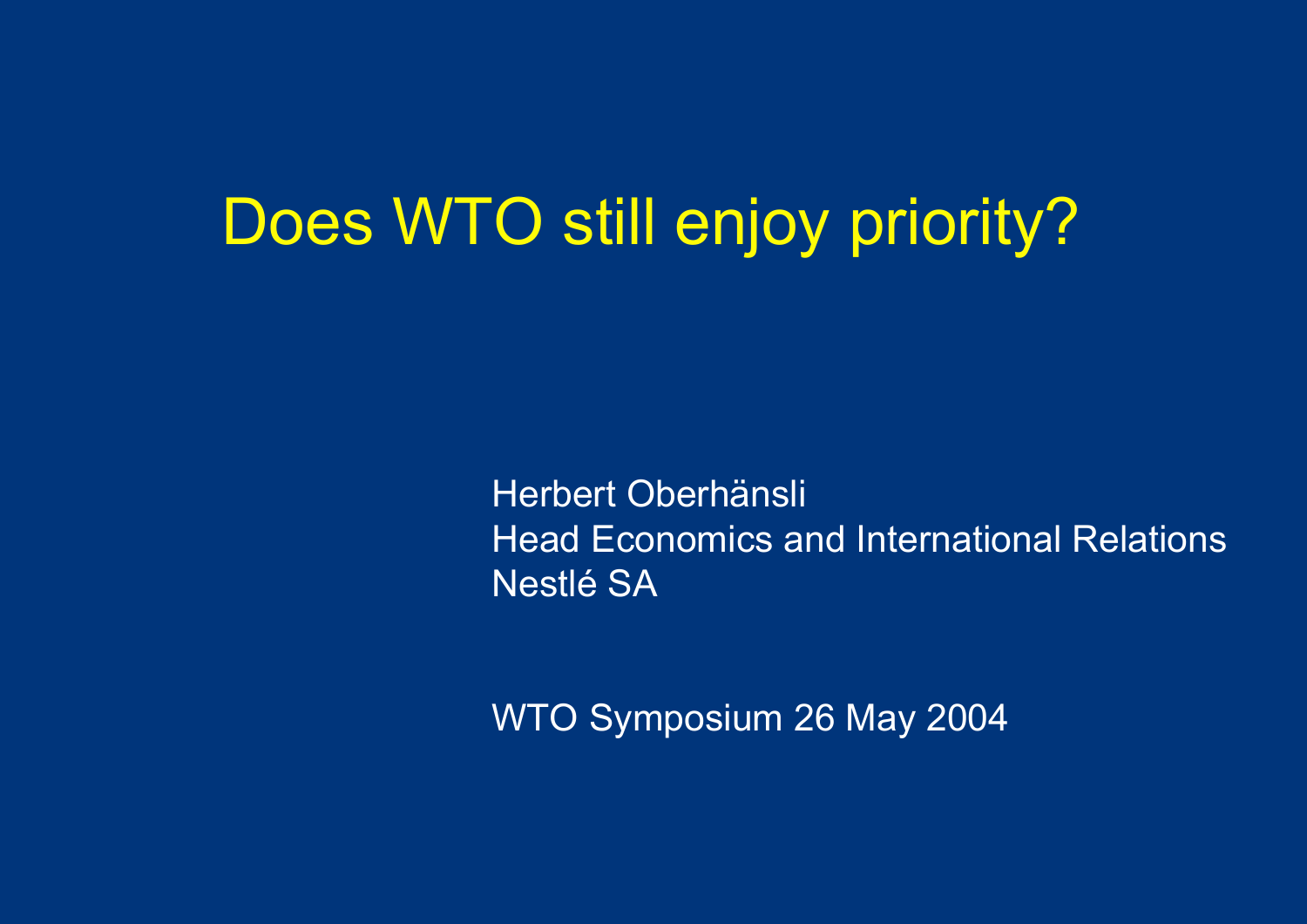# Does WTO still enjoy priority?

Herbert Oberhänsli
Head Economics and International Relations
Nestlé SA

WTO Symposium 26 May 2004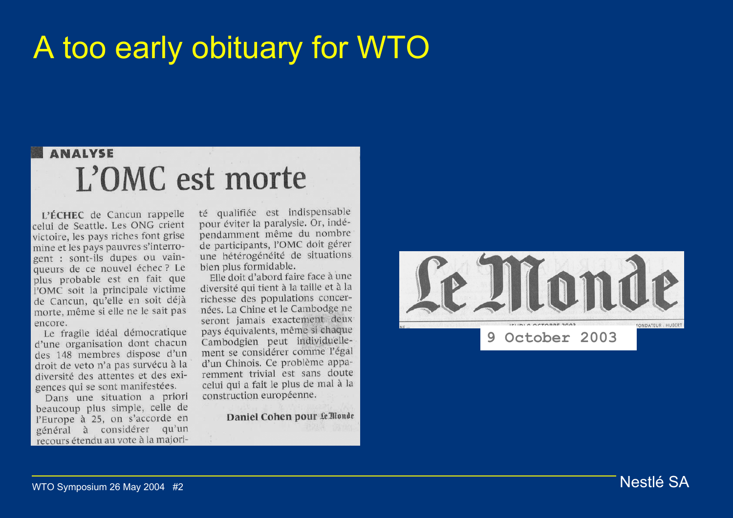# A too early obituary for WTO

**ANALYSE**

## L'OMC est morte

L'ÉCHEC de Cancun rappelle celui de Seattle. Les ONG crient victoire, les pays riches font grise mine et les pays pauvres s'interrogent : sont-ils dupes ou vainqueurs de ce nouvel échec ? Le plus probable est en fait que l'OMC soit la principale victime de Cancun, qu'elle en soit déjà morte, même si elle ne le sait pas encore.

Le fragile idéal démocratique d'une organisation dont chacun des 148 membres dispose d'un droit de veto n'a pas survécu à la diversité des attentes et des exigences qui se sont manifestées.

Dans une situation a priori beaucoup plus simple, celle de l'Europe à 25, on s'accorde en général à considérer qu'un recours étendu au vote à la majorité qualifiée est indispensable pour éviter la paralysie. Or, indépendamment même du nombre de participants, l'OMC doit gérer une hétérogénéité de situations bien plus formidable.

Elle doit d'abord faire face à une diversité qui tient à la taille et à la richesse des populations concernées. La Chine et le Cambodge ne seront jamais exactement deux pays équivalents, même si chaque Cambodgien peut individuellement se considérer comme l'égal d'un Chinois. Ce problème apparemment trivial est sans doute celui qui a fait le plus de mal à la construction européenne.

**Daniel Cohen pour Le Monde**

Le Monde

9 October 2003

Nestlé SA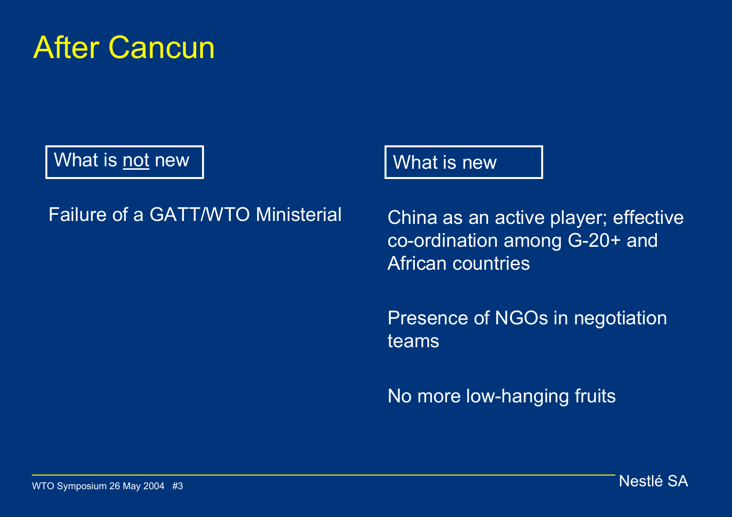# After Cancun

| What is not new | What is new |
|---|---|
| Failure of a GATT/WTO Ministerial | China as an active player; effective co-ordination among G-20+ and African countries |
| | Presence of NGOs in negotiation teams |
| | No more low-hanging fruits |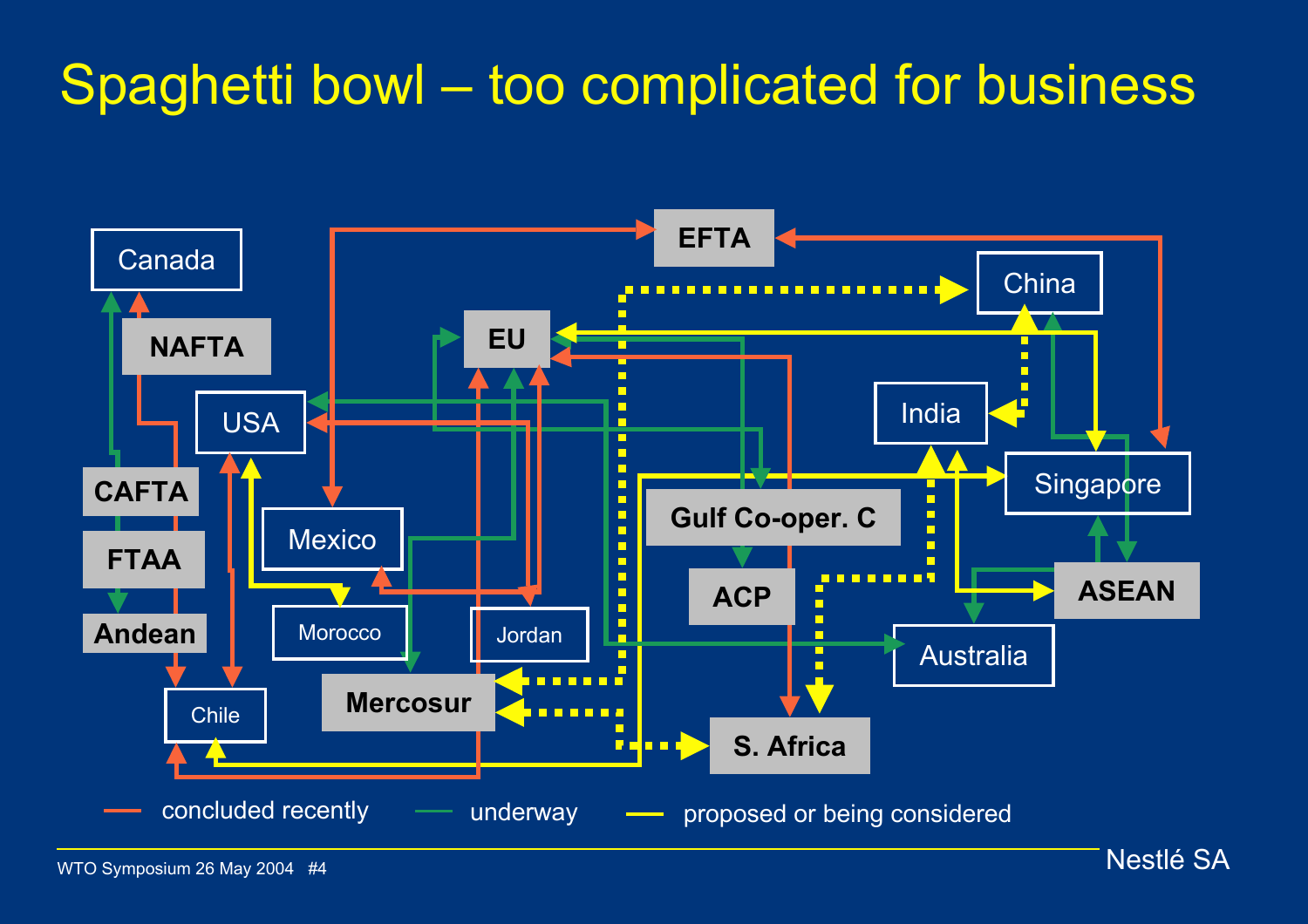# Spaghetti bowl – too complicated for business

Canada

NAFTA

USA

CAFTA

FTAA

Andean

Chile

Mexico

Morocco

Mercosur

Jordan

EU

EFTA

China

India

Singapore

Gulf Co-oper. C

ACP

S. Africa

ASEAN

Australia

— concluded recently — underway — proposed or being considered

Nestlé SA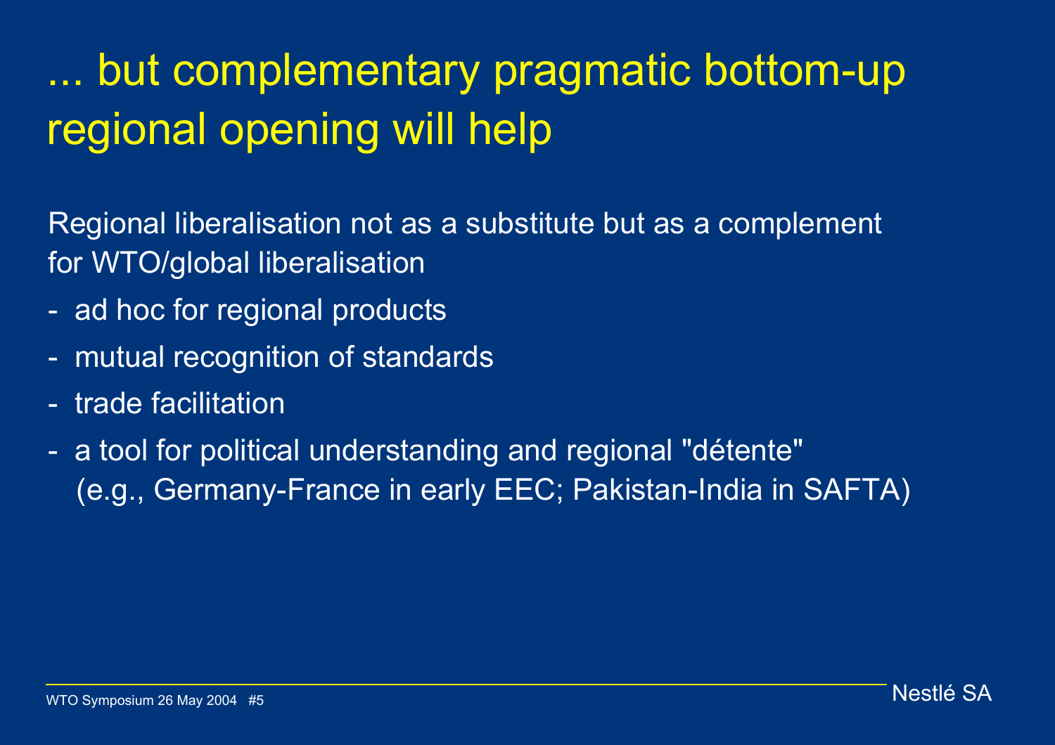# ... but complementary pragmatic bottom-up regional opening will help

Regional liberalisation not as a substitute but as a complement for WTO/global liberalisation

- ad hoc for regional products
- mutual recognition of standards
- trade facilitation
- a tool for political understanding and regional "détente" (e.g., Germany-France in early EEC; Pakistan-India in SAFTA)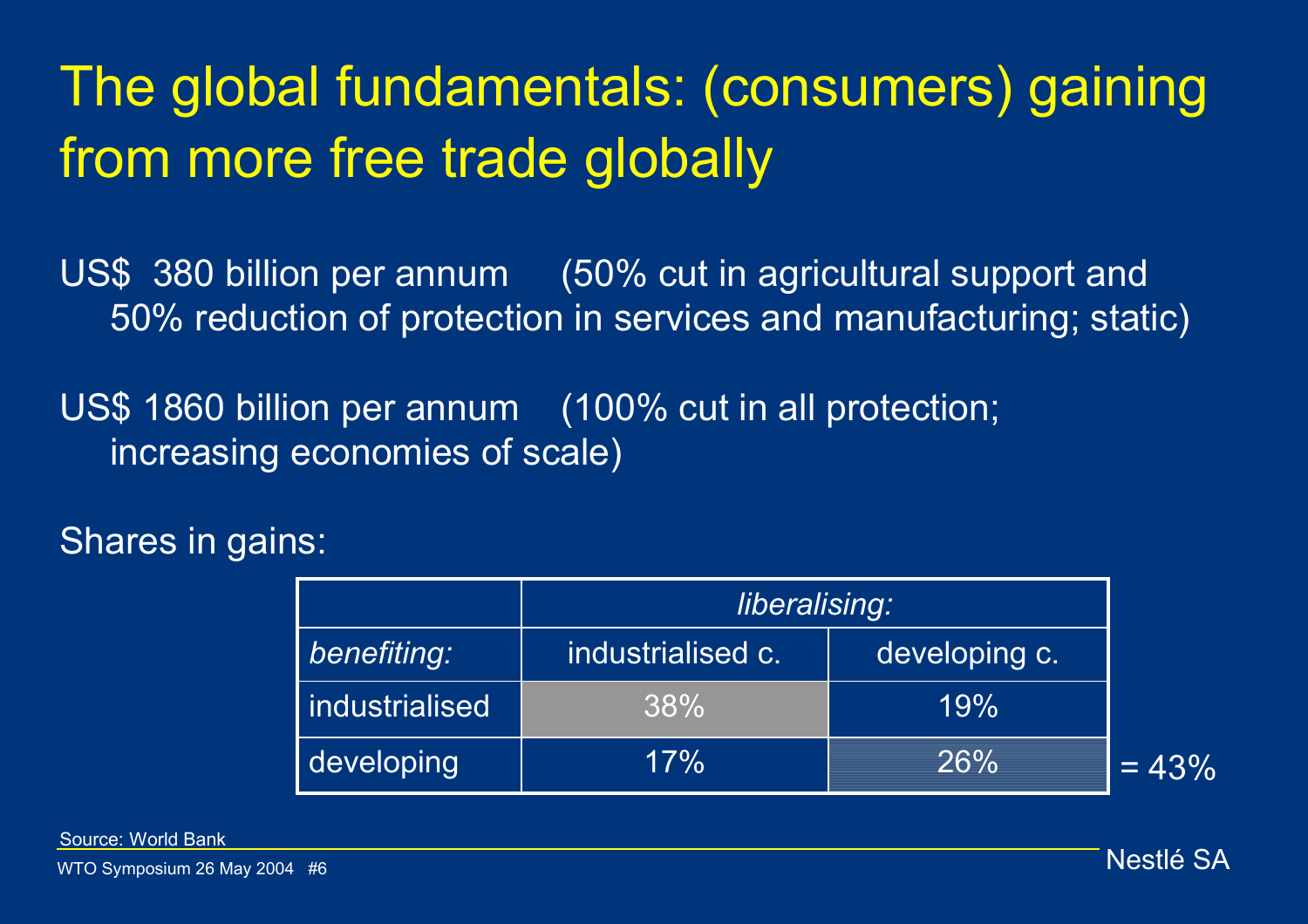# The global fundamentals: (consumers) gaining from more free trade globally

US$ 380 billion per annum (50% cut in agricultural support and 50% reduction of protection in services and manufacturing; static)

US$ 1860 billion per annum (100% cut in all protection; increasing economies of scale)

Shares in gains:

| | *liberalising:* | |
|---|---|---|
| *benefiting:* | industrialised c. | developing c. |
| industrialised | 38% | 19% |
| developing | 17% | 26% |

= 43%

Source: World Bank

WTO Symposium 26 May 2004 #6

Nestlé SA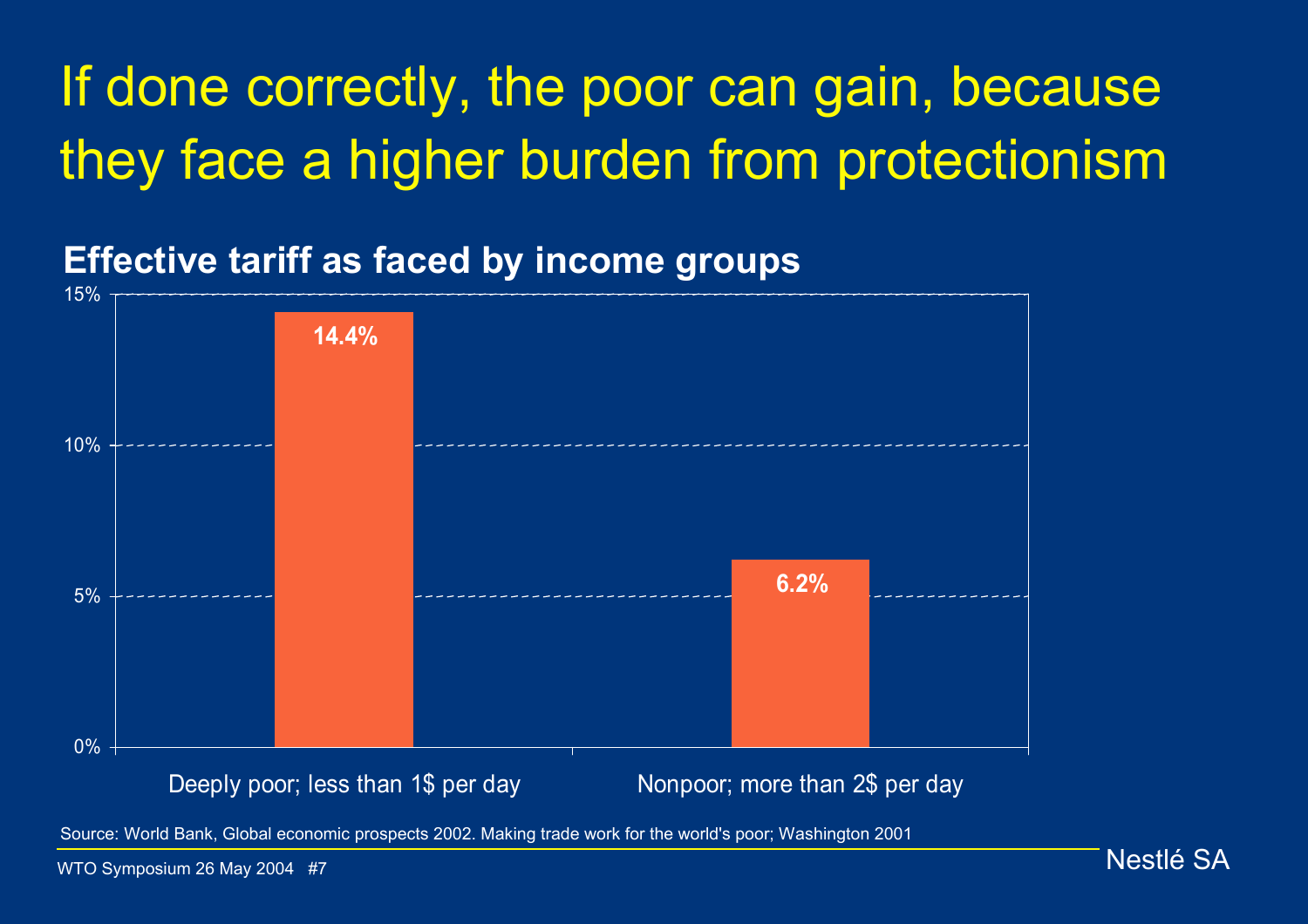# If done correctly, the poor can gain, because they face a higher burden from protectionism

## Effective tariff as faced by income groups

| Income group | Effective tariff |
|---|---|
| Deeply poor; less than 1$ per day | 14.4% |
| Nonpoor; more than 2$ per day | 6.2% |

Source: World Bank, Global economic prospects 2002. Making trade work for the world's poor; Washington 2001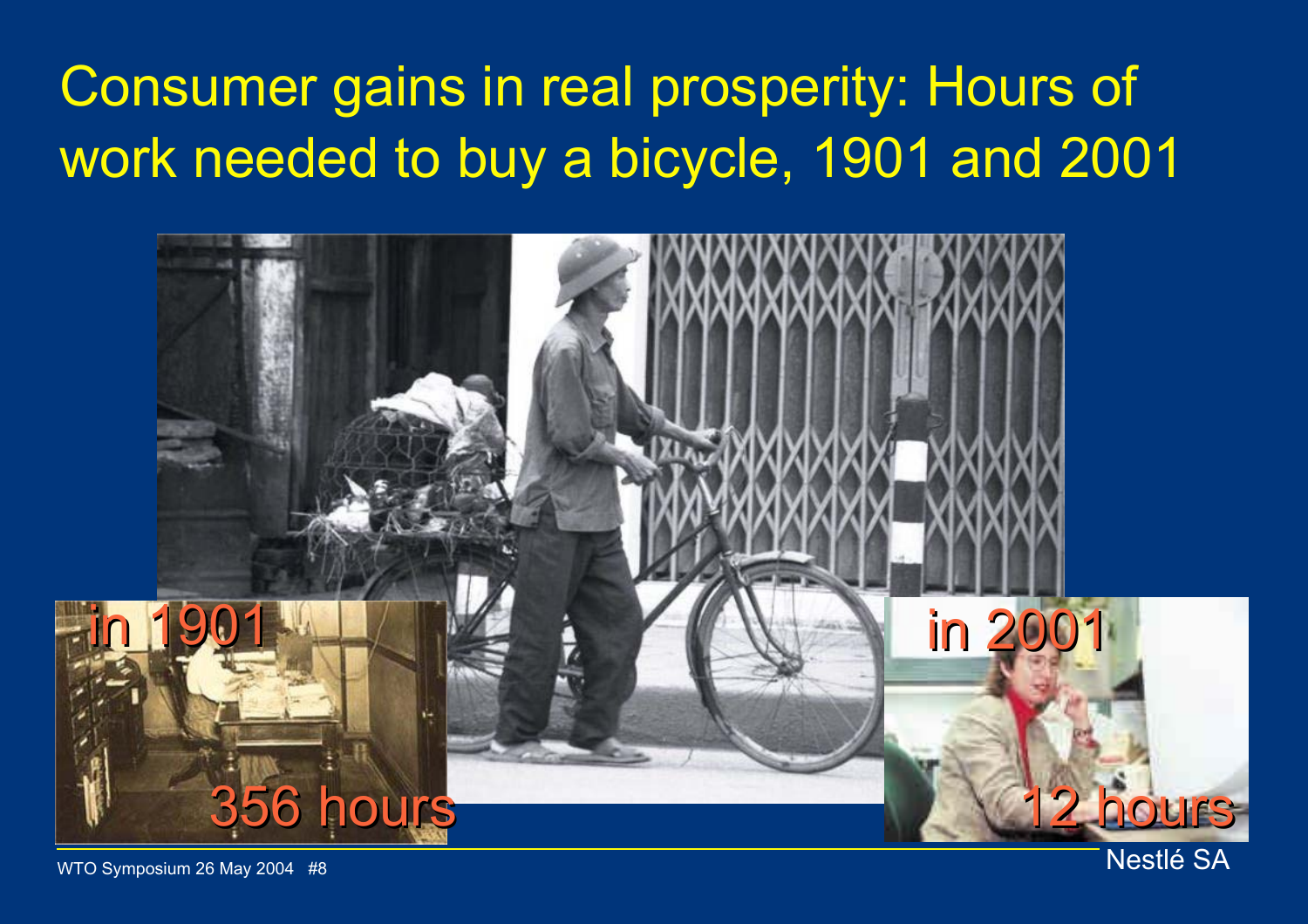# Consumer gains in real prosperity: Hours of work needed to buy a bicycle, 1901 and 2001

in 1901

356 hours

in 2001

12 hours

Nestlé SA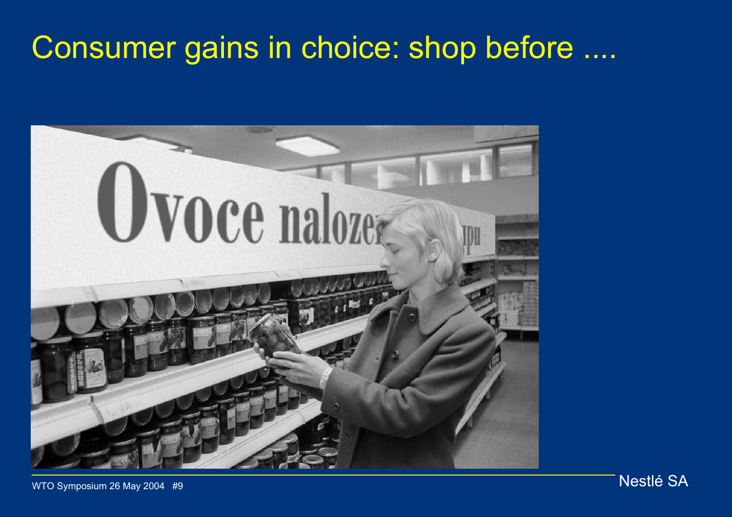# Consumer gains in choice: shop before ....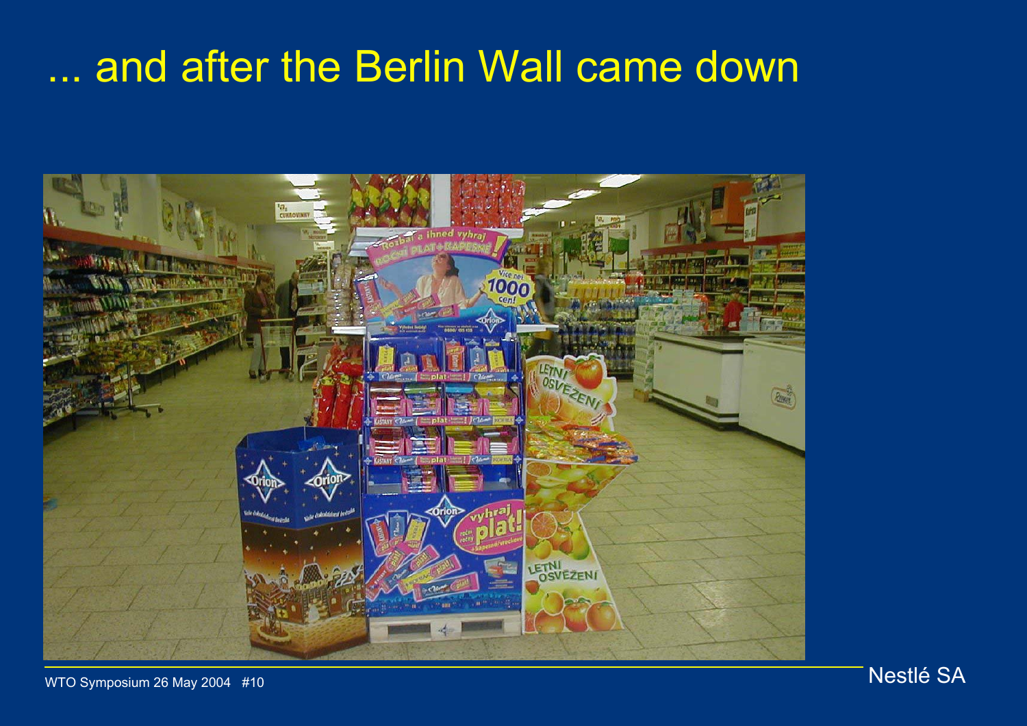# ... and after the Berlin Wall came down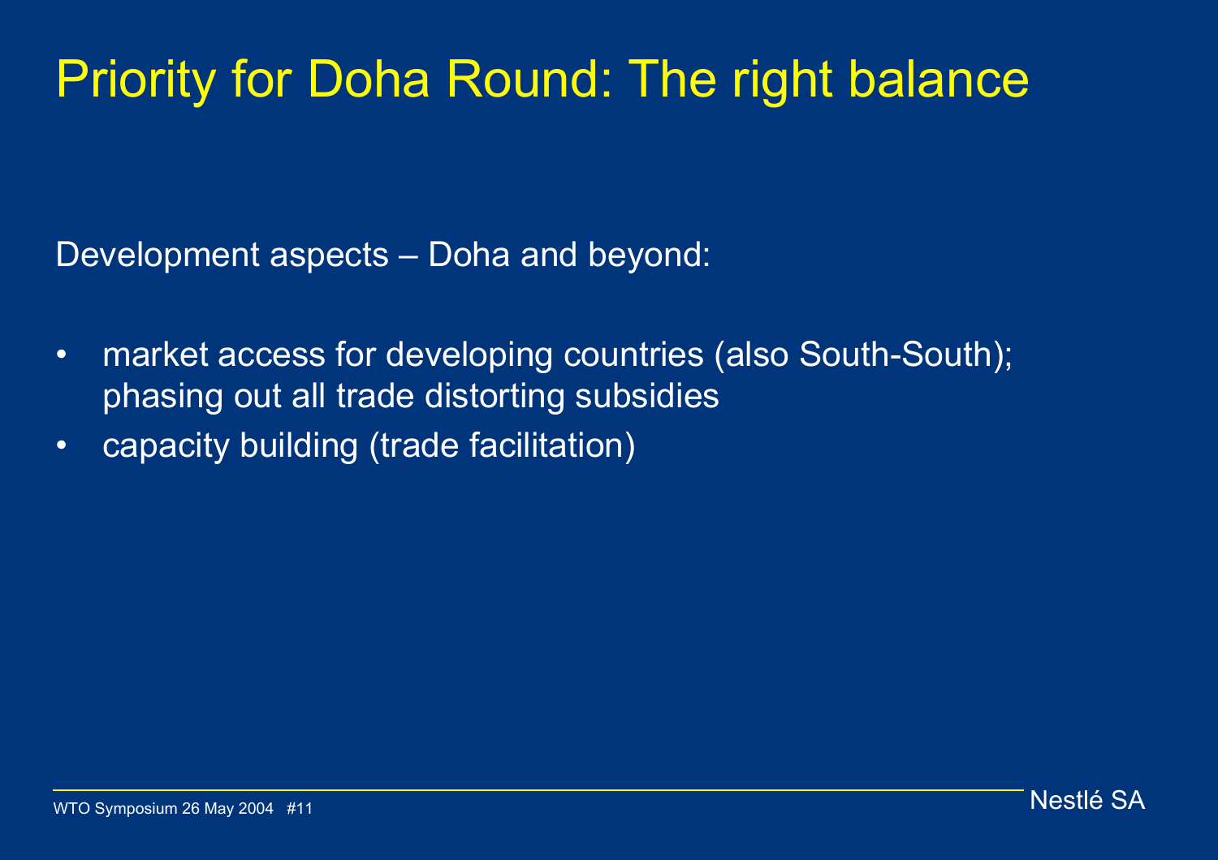# Priority for Doha Round: The right balance

Development aspects – Doha and beyond:

- market access for developing countries (also South-South); phasing out all trade distorting subsidies
- capacity building (trade facilitation)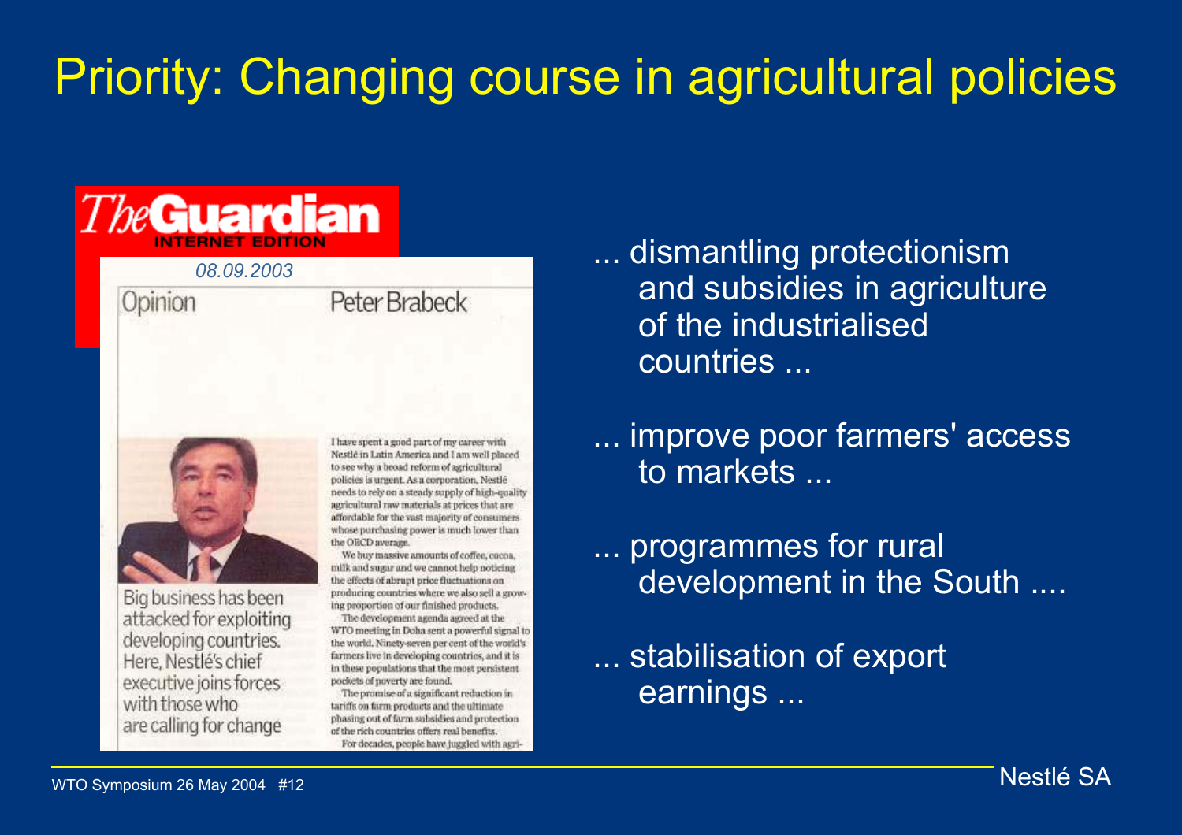# Priority: Changing course in agricultural policies

**The Guardian** INTERNET EDITION

*08.09.2003*

Opinion — Peter Brabeck

Big business has been attacked for exploiting developing countries. Here, Nestlé's chief executive joins forces with those who are calling for change

I have spent a good part of my career with Nestlé in Latin America and I am well placed to see why a broad reform of agricultural policies is urgent. As a corporation, Nestlé needs to rely on a steady supply of high-quality agricultural raw materials at prices that are affordable for the vast majority of consumers whose purchasing power is much lower than the OECD average.

We buy massive amounts of coffee, cocoa, milk and sugar and we cannot help noticing the effects of abrupt price fluctuations on producing countries where we also sell a growing proportion of our finished products.

The development agenda agreed at the WTO meeting in Doha sent a powerful signal to the world. Ninety-seven per cent of the world's farmers live in developing countries, and it is in these populations that the most persistent pockets of poverty are found.

The promise of a significant reduction in tariffs on farm products and the ultimate phasing out of farm subsidies and protection of the rich countries offers real benefits.

For decades, people have juggled with agri-

... dismantling protectionism and subsidies in agriculture of the industrialised countries ...

... improve poor farmers' access to markets ...

... programmes for rural development in the South ....

... stabilisation of export earnings ...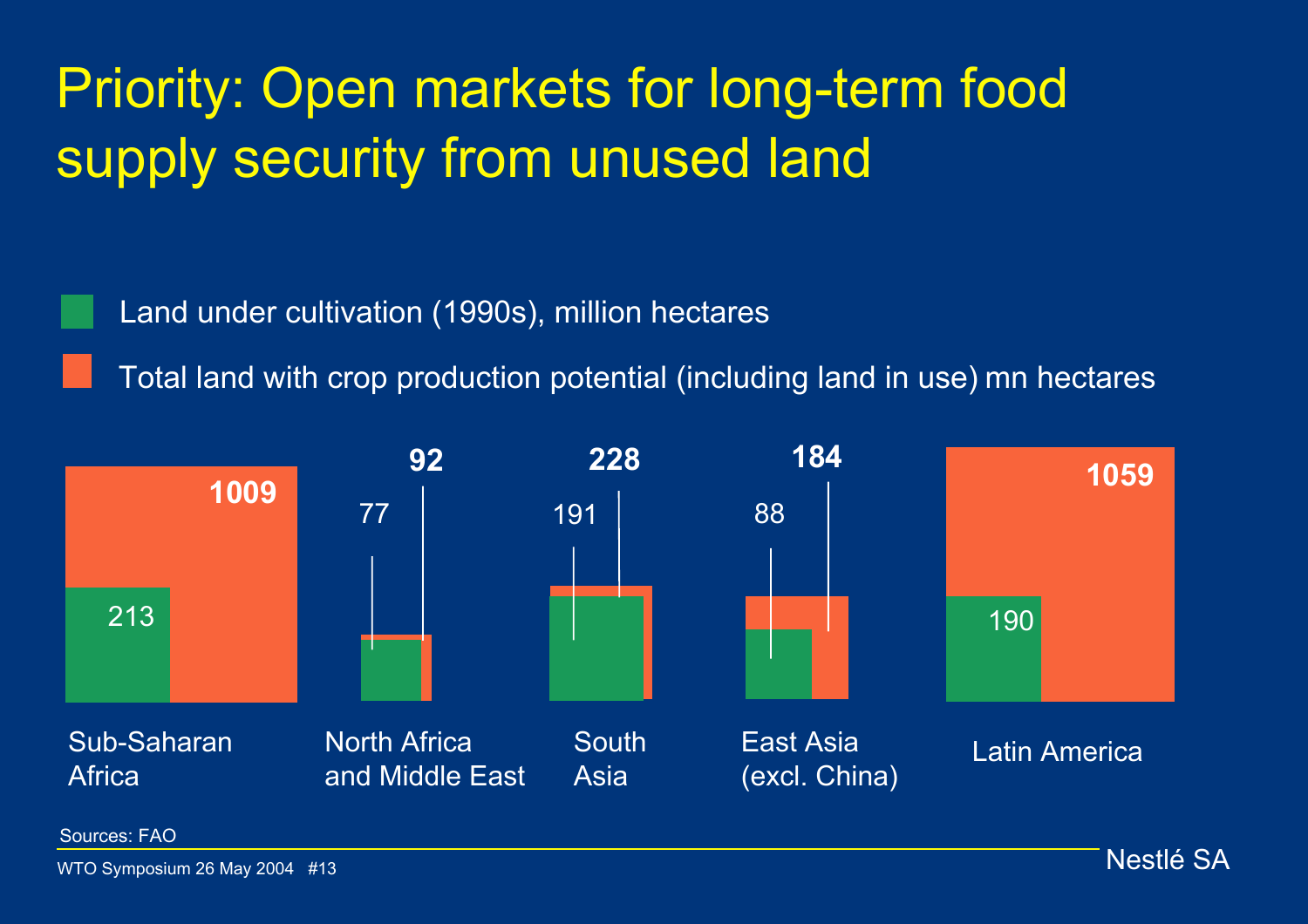# Priority: Open markets for long-term food supply security from unused land

- Land under cultivation (1990s), million hectares
- Total land with crop production potential (including land in use) mn hectares

| Region | Land under cultivation (1990s), million hectares | Total land with crop production potential (including land in use) mn hectares |
|---|---|---|
| Sub-Saharan Africa | 213 | 1009 |
| North Africa and Middle East | 77 | 92 |
| South Asia | 191 | 228 |
| East Asia (excl. China) | 88 | 184 |
| Latin America | 190 | 1059 |

Sources: FAO

WTO Symposium 26 May 2004 #13

Nestlé SA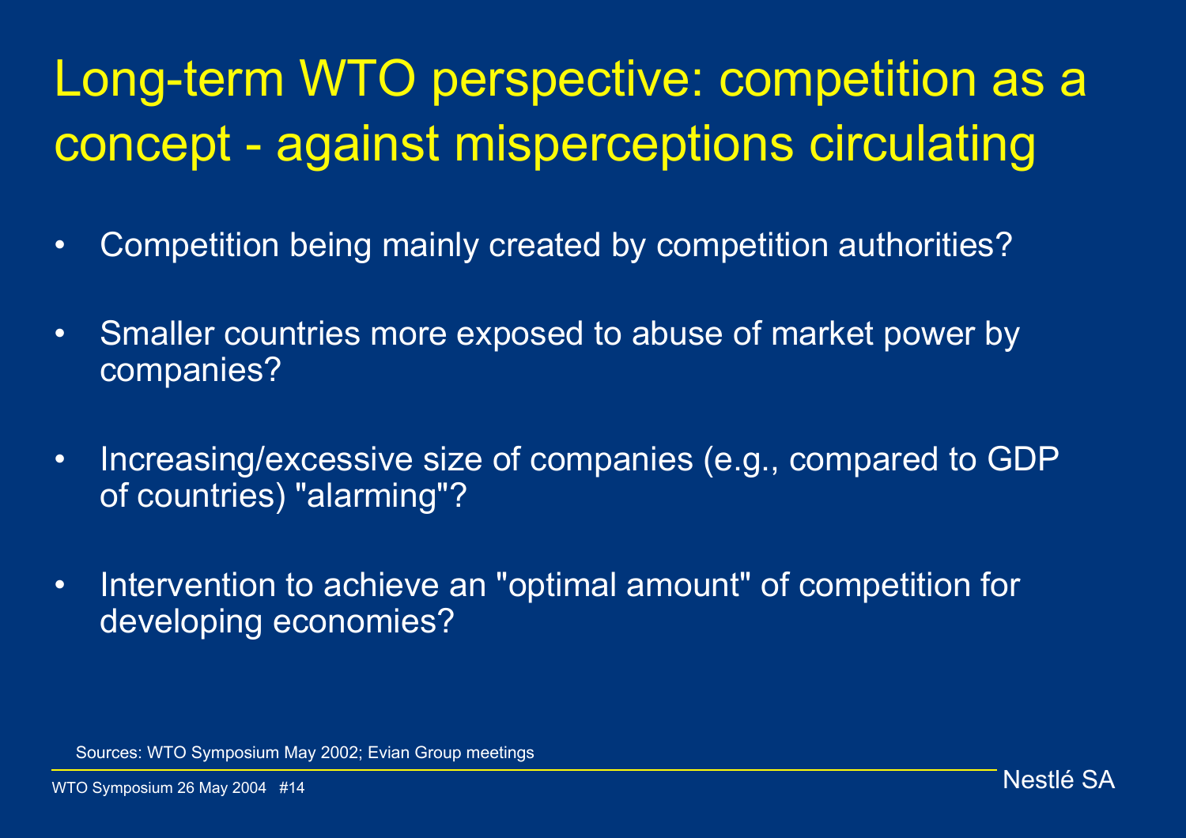# Long-term WTO perspective: competition as a concept - against misperceptions circulating

- Competition being mainly created by competition authorities?
- Smaller countries more exposed to abuse of market power by companies?
- Increasing/excessive size of companies (e.g., compared to GDP of countries) "alarming"?
- Intervention to achieve an "optimal amount" of competition for developing economies?

Sources: WTO Symposium May 2002; Evian Group meetings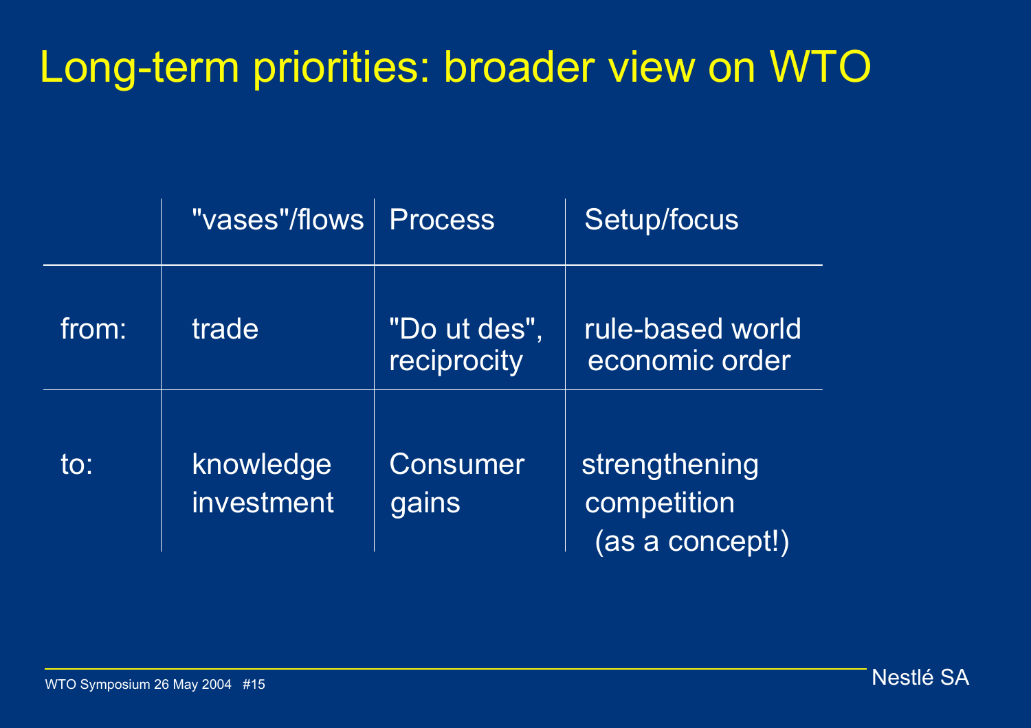# Long-term priorities: broader view on WTO

| | "vases"/flows | Process | Setup/focus |
|---|---|---|---|
| from: | trade | "Do ut des", reciprocity | rule-based world economic order |
| to: | knowledge investment | Consumer gains | strengthening competition (as a concept!) |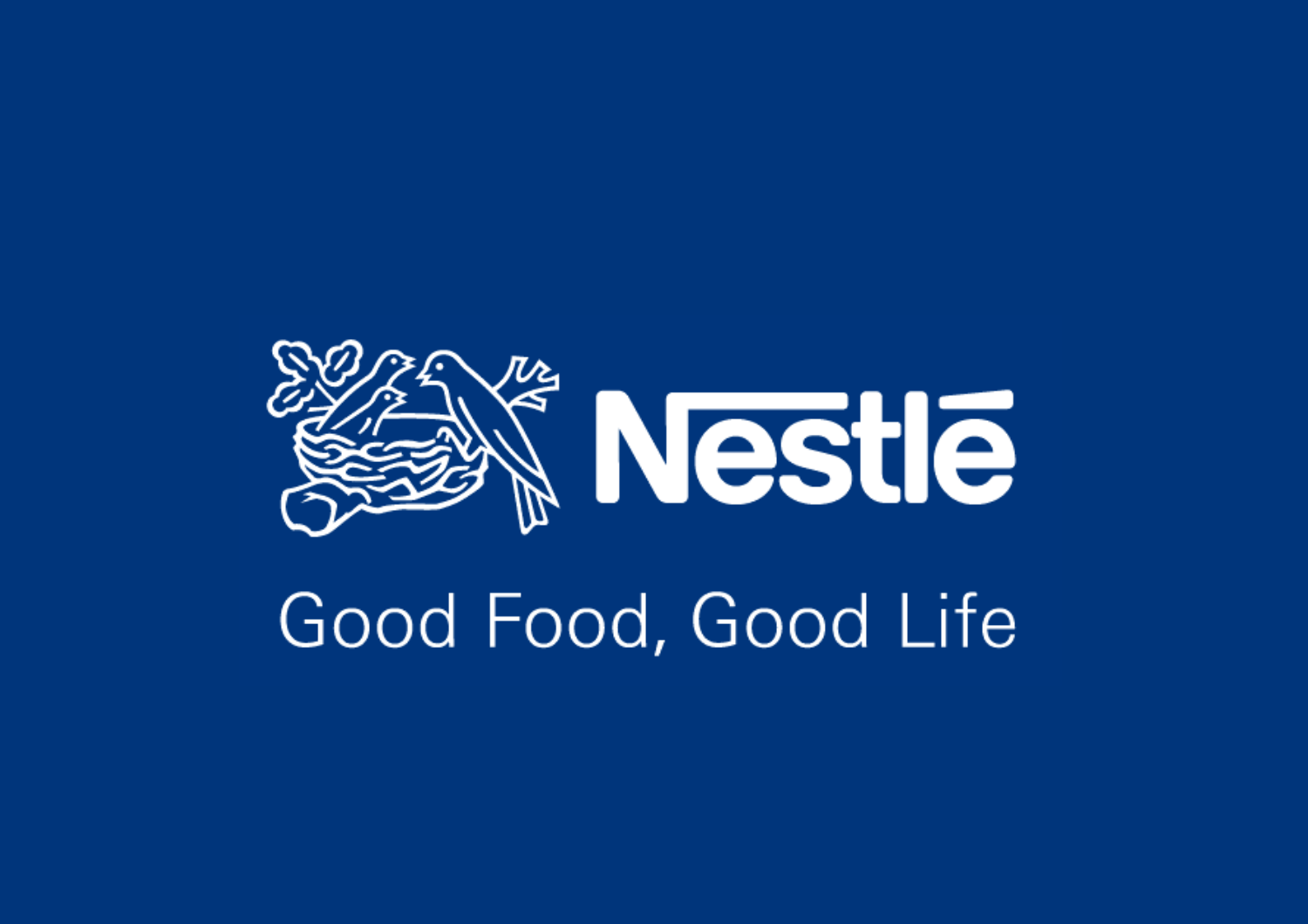Nestlé

Good Food, Good Life